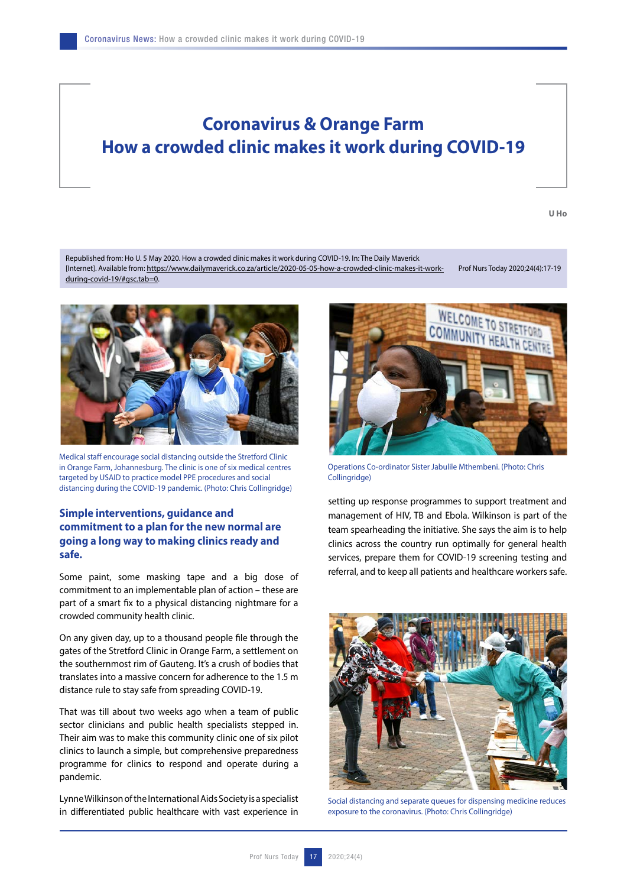# Coronavirus & Orange Farm
# How a crowded clinic makes it work during COVID-19

**U Ho**

Republished from: Ho U. 5 May 2020. How a crowded clinic makes it work during COVID-19. In: The Daily Maverick [Internet]. Available from: https://www.dailymaverick.co.za/article/2020-05-05-how-a-crowded-clinic-makes-it-work-during-covid-19/#gsc.tab=0.

Medical staff encourage social distancing outside the Stretford Clinic in Orange Farm, Johannesburg. The clinic is one of six medical centres targeted by USAID to practice model PPE procedures and social distancing during the COVID-19 pandemic. (Photo: Chris Collingridge)

## Simple interventions, guidance and commitment to a plan for the new normal are going a long way to making clinics ready and safe.

Some paint, some masking tape and a big dose of commitment to an implementable plan of action – these are part of a smart fix to a physical distancing nightmare for a crowded community health clinic.

On any given day, up to a thousand people file through the gates of the Stretford Clinic in Orange Farm, a settlement on the southernmost rim of Gauteng. It's a crush of bodies that translates into a massive concern for adherence to the 1.5 m distance rule to stay safe from spreading COVID-19.

That was till about two weeks ago when a team of public sector clinicians and public health specialists stepped in. Their aim was to make this community clinic one of six pilot clinics to launch a simple, but comprehensive preparedness programme for clinics to respond and operate during a pandemic.

Lynne Wilkinson of the International Aids Society is a specialist in differentiated public healthcare with vast experience in setting up response programmes to support treatment and management of HIV, TB and Ebola. Wilkinson is part of the team spearheading the initiative. She says the aim is to help clinics across the country run optimally for general health services, prepare them for COVID-19 screening testing and referral, and to keep all patients and healthcare workers safe.

Operations Co-ordinator Sister Jabulile Mthembeni. (Photo: Chris Collingridge)

Social distancing and separate queues for dispensing medicine reduces exposure to the coronavirus. (Photo: Chris Collingridge)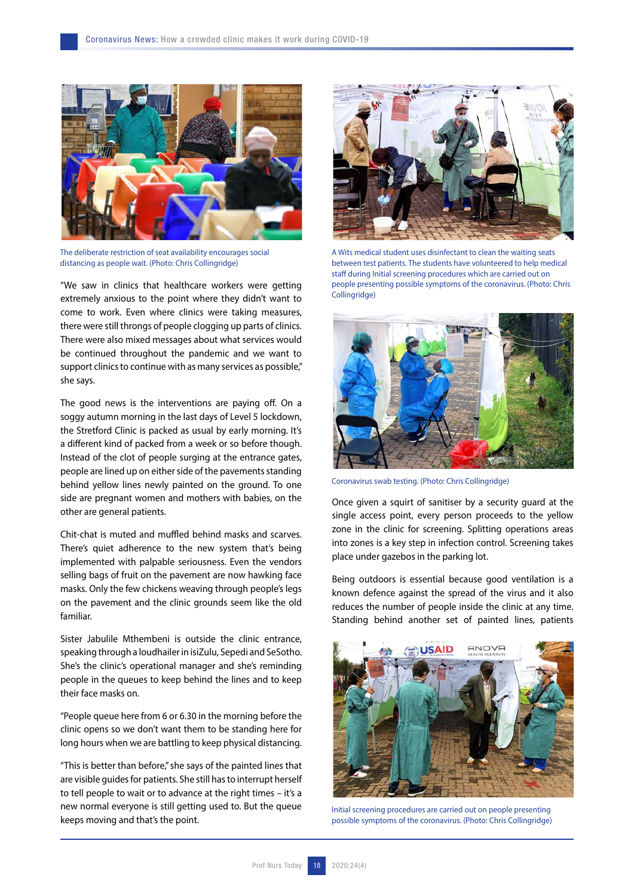The deliberate restriction of seat availability encourages social distancing as people wait. (Photo: Chris Collingridge)

"We saw in clinics that healthcare workers were getting extremely anxious to the point where they didn't want to come to work. Even where clinics were taking measures, there were still throngs of people clogging up parts of clinics. There were also mixed messages about what services would be continued throughout the pandemic and we want to support clinics to continue with as many services as possible," she says.

The good news is the interventions are paying off. On a soggy autumn morning in the last days of Level 5 lockdown, the Stretford Clinic is packed as usual by early morning. It's a different kind of packed from a week or so before though. Instead of the clot of people surging at the entrance gates, people are lined up on either side of the pavements standing behind yellow lines newly painted on the ground. To one side are pregnant women and mothers with babies, on the other are general patients.

Chit-chat is muted and muffled behind masks and scarves. There's quiet adherence to the new system that's being implemented with palpable seriousness. Even the vendors selling bags of fruit on the pavement are now hawking face masks. Only the few chickens weaving through people's legs on the pavement and the clinic grounds seem like the old familiar.

Sister Jabulile Mthembeni is outside the clinic entrance, speaking through a loudhailer in isiZulu, Sepedi and SeSotho. She's the clinic's operational manager and she's reminding people in the queues to keep behind the lines and to keep their face masks on.

"People queue here from 6 or 6.30 in the morning before the clinic opens so we don't want them to be standing here for long hours when we are battling to keep physical distancing.

"This is better than before," she says of the painted lines that are visible guides for patients. She still has to interrupt herself to tell people to wait or to advance at the right times – it's a new normal everyone is still getting used to. But the queue keeps moving and that's the point.

A Wits medical student uses disinfectant to clean the waiting seats between test patients. The students have volunteered to help medical staff during Initial screening procedures which are carried out on people presenting possible symptoms of the coronavirus. (Photo: Chris Collingridge)

Coronavirus swab testing. (Photo: Chris Collingridge)

Once given a squirt of sanitiser by a security guard at the single access point, every person proceeds to the yellow zone in the clinic for screening. Splitting operations areas into zones is a key step in infection control. Screening takes place under gazebos in the parking lot.

Being outdoors is essential because good ventilation is a known defence against the spread of the virus and it also reduces the number of people inside the clinic at any time. Standing behind another set of painted lines, patients

Initial screening procedures are carried out on people presenting possible symptoms of the coronavirus. (Photo: Chris Collingridge)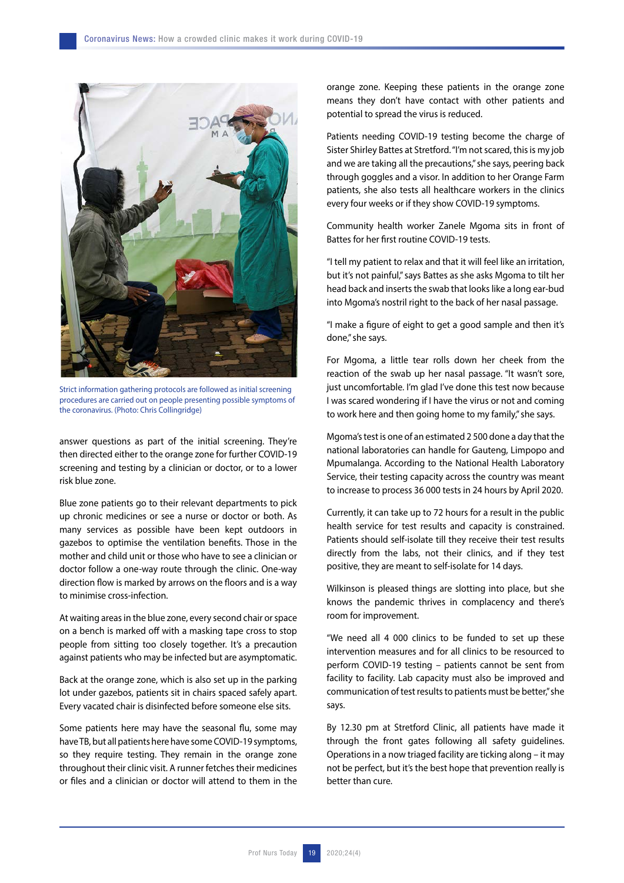Strict information gathering protocols are followed as initial screening procedures are carried out on people presenting possible symptoms of the coronavirus. (Photo: Chris Collingridge)

answer questions as part of the initial screening. They're then directed either to the orange zone for further COVID-19 screening and testing by a clinician or doctor, or to a lower risk blue zone.

Blue zone patients go to their relevant departments to pick up chronic medicines or see a nurse or doctor or both. As many services as possible have been kept outdoors in gazebos to optimise the ventilation benefits. Those in the mother and child unit or those who have to see a clinician or doctor follow a one-way route through the clinic. One-way direction flow is marked by arrows on the floors and is a way to minimise cross-infection.

At waiting areas in the blue zone, every second chair or space on a bench is marked off with a masking tape cross to stop people from sitting too closely together. It's a precaution against patients who may be infected but are asymptomatic.

Back at the orange zone, which is also set up in the parking lot under gazebos, patients sit in chairs spaced safely apart. Every vacated chair is disinfected before someone else sits.

Some patients here may have the seasonal flu, some may have TB, but all patients here have some COVID-19 symptoms, so they require testing. They remain in the orange zone throughout their clinic visit. A runner fetches their medicines or files and a clinician or doctor will attend to them in the orange zone. Keeping these patients in the orange zone means they don't have contact with other patients and potential to spread the virus is reduced.

Patients needing COVID-19 testing become the charge of Sister Shirley Battes at Stretford. "I'm not scared, this is my job and we are taking all the precautions," she says, peering back through goggles and a visor. In addition to her Orange Farm patients, she also tests all healthcare workers in the clinics every four weeks or if they show COVID-19 symptoms.

Community health worker Zanele Mgoma sits in front of Battes for her first routine COVID-19 tests.

"I tell my patient to relax and that it will feel like an irritation, but it's not painful," says Battes as she asks Mgoma to tilt her head back and inserts the swab that looks like a long ear-bud into Mgoma's nostril right to the back of her nasal passage.

"I make a figure of eight to get a good sample and then it's done," she says.

For Mgoma, a little tear rolls down her cheek from the reaction of the swab up her nasal passage. "It wasn't sore, just uncomfortable. I'm glad I've done this test now because I was scared wondering if I have the virus or not and coming to work here and then going home to my family," she says.

Mgoma's test is one of an estimated 2 500 done a day that the national laboratories can handle for Gauteng, Limpopo and Mpumalanga. According to the National Health Laboratory Service, their testing capacity across the country was meant to increase to process 36 000 tests in 24 hours by April 2020.

Currently, it can take up to 72 hours for a result in the public health service for test results and capacity is constrained. Patients should self-isolate till they receive their test results directly from the labs, not their clinics, and if they test positive, they are meant to self-isolate for 14 days.

Wilkinson is pleased things are slotting into place, but she knows the pandemic thrives in complacency and there's room for improvement.

"We need all 4 000 clinics to be funded to set up these intervention measures and for all clinics to be resourced to perform COVID-19 testing – patients cannot be sent from facility to facility. Lab capacity must also be improved and communication of test results to patients must be better," she says.

By 12.30 pm at Stretford Clinic, all patients have made it through the front gates following all safety guidelines. Operations in a now triaged facility are ticking along – it may not be perfect, but it's the best hope that prevention really is better than cure.